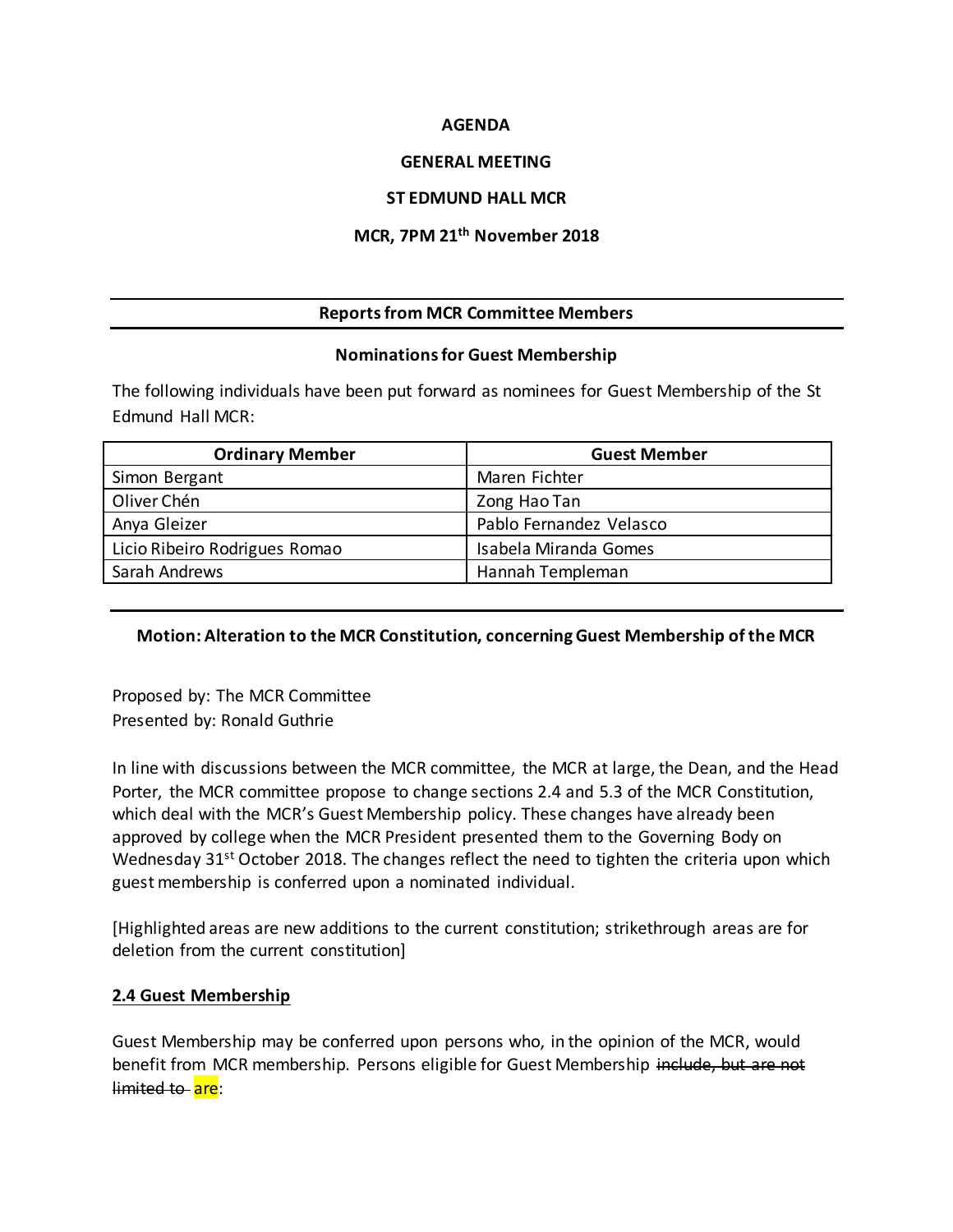**AGENDA**

**GENERAL MEETING**

**ST EDMUND HALL MCR**

**MCR, 7PM 21th November 2018**

---

**Reports from MCR Committee Members**

---

**Nominations for Guest Membership**

The following individuals have been put forward as nominees for Guest Membership of the St Edmund Hall MCR:

| Ordinary Member | Guest Member |
|---|---|
| Simon Bergant | Maren Fichter |
| Oliver Chén | Zong Hao Tan |
| Anya Gleizer | Pablo Fernandez Velasco |
| Licio Ribeiro Rodrigues Romao | Isabela Miranda Gomes |
| Sarah Andrews | Hannah Templeman |

---

**Motion: Alteration to the MCR Constitution, concerning Guest Membership of the MCR**

Proposed by: The MCR Committee
Presented by: Ronald Guthrie

In line with discussions between the MCR committee, the MCR at large, the Dean, and the Head Porter, the MCR committee propose to change sections 2.4 and 5.3 of the MCR Constitution, which deal with the MCR's Guest Membership policy. These changes have already been approved by college when the MCR President presented them to the Governing Body on Wednesday 31st October 2018. The changes reflect the need to tighten the criteria upon which guest membership is conferred upon a nominated individual.

[Highlighted areas are new additions to the current constitution; strikethrough areas are for deletion from the current constitution]

**2.4 Guest Membership**

Guest Membership may be conferred upon persons who, in the opinion of the MCR, would benefit from MCR membership. Persons eligible for Guest Membership ~~include, but are not limited to~~ ==are==: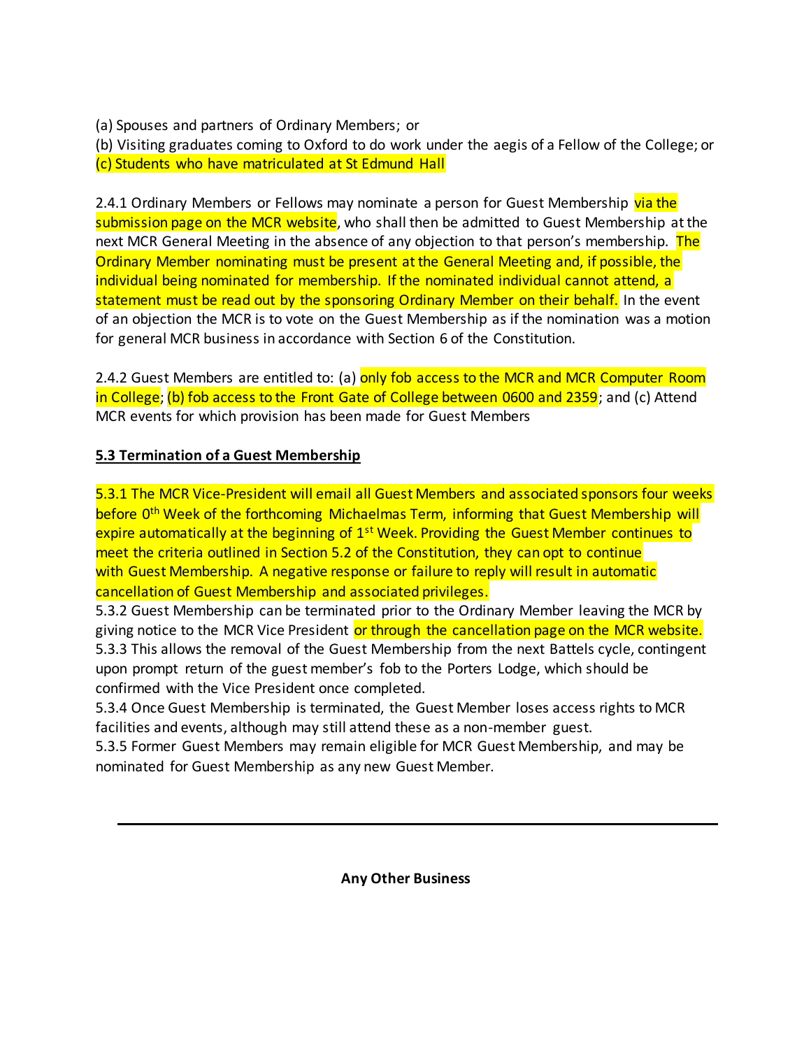(a) Spouses and partners of Ordinary Members; or
(b) Visiting graduates coming to Oxford to do work under the aegis of a Fellow of the College; or
(c) Students who have matriculated at St Edmund Hall

2.4.1 Ordinary Members or Fellows may nominate a person for Guest Membership via the submission page on the MCR website, who shall then be admitted to Guest Membership at the next MCR General Meeting in the absence of any objection to that person's membership. The Ordinary Member nominating must be present at the General Meeting and, if possible, the individual being nominated for membership. If the nominated individual cannot attend, a statement must be read out by the sponsoring Ordinary Member on their behalf. In the event of an objection the MCR is to vote on the Guest Membership as if the nomination was a motion for general MCR business in accordance with Section 6 of the Constitution.

2.4.2 Guest Members are entitled to: (a) only fob access to the MCR and MCR Computer Room in College; (b) fob access to the Front Gate of College between 0600 and 2359; and (c) Attend MCR events for which provision has been made for Guest Members

**5.3 Termination of a Guest Membership**

5.3.1 The MCR Vice-President will email all Guest Members and associated sponsors four weeks before 0th Week of the forthcoming Michaelmas Term, informing that Guest Membership will expire automatically at the beginning of 1st Week. Providing the Guest Member continues to meet the criteria outlined in Section 5.2 of the Constitution, they can opt to continue with Guest Membership. A negative response or failure to reply will result in automatic cancellation of Guest Membership and associated privileges.
5.3.2 Guest Membership can be terminated prior to the Ordinary Member leaving the MCR by giving notice to the MCR Vice President or through the cancellation page on the MCR website.
5.3.3 This allows the removal of the Guest Membership from the next Battels cycle, contingent upon prompt return of the guest member's fob to the Porters Lodge, which should be confirmed with the Vice President once completed.
5.3.4 Once Guest Membership is terminated, the Guest Member loses access rights to MCR facilities and events, although may still attend these as a non-member guest.
5.3.5 Former Guest Members may remain eligible for MCR Guest Membership, and may be nominated for Guest Membership as any new Guest Member.

---

**Any Other Business**